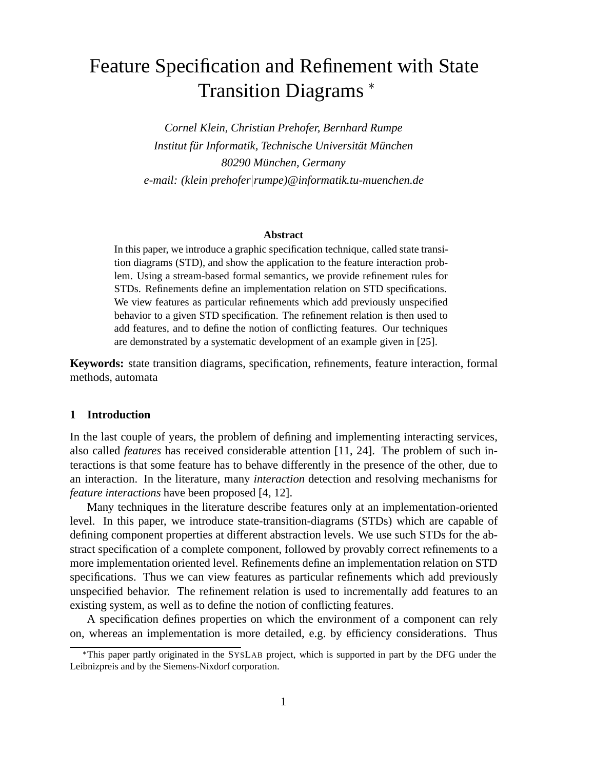# Feature Specification and Refinement with State Transition Diagrams *

*Cornel Klein, Christian Prehofer, Bernhard Rumpe*
*Institut für Informatik, Technische Universität München*
*80290 München, Germany*
*e-mail: (klein|prehofer|rumpe)@informatik.tu-muenchen.de*

**Abstract**

In this paper, we introduce a graphic specification technique, called state transition diagrams (STD), and show the application to the feature interaction problem. Using a stream-based formal semantics, we provide refinement rules for STDs. Refinements define an implementation relation on STD specifications. We view features as particular refinements which add previously unspecified behavior to a given STD specification. The refinement relation is then used to add features, and to define the notion of conflicting features. Our techniques are demonstrated by a systematic development of an example given in [25].

**Keywords:** state transition diagrams, specification, refinements, feature interaction, formal methods, automata

## 1 Introduction

In the last couple of years, the problem of defining and implementing interacting services, also called *features* has received considerable attention [11, 24]. The problem of such interactions is that some feature has to behave differently in the presence of the other, due to an interaction. In the literature, many *interaction* detection and resolving mechanisms for *feature interactions* have been proposed [4, 12].

Many techniques in the literature describe features only at an implementation-oriented level. In this paper, we introduce state-transition-diagrams (STDs) which are capable of defining component properties at different abstraction levels. We use such STDs for the abstract specification of a complete component, followed by provably correct refinements to a more implementation oriented level. Refinements define an implementation relation on STD specifications. Thus we can view features as particular refinements which add previously unspecified behavior. The refinement relation is used to incrementally add features to an existing system, as well as to define the notion of conflicting features.

A specification defines properties on which the environment of a component can rely on, whereas an implementation is more detailed, e.g. by efficiency considerations. Thus

---

*This paper partly originated in the SysLab project, which is supported in part by the DFG under the Leibnizpreis and by the Siemens-Nixdorf corporation.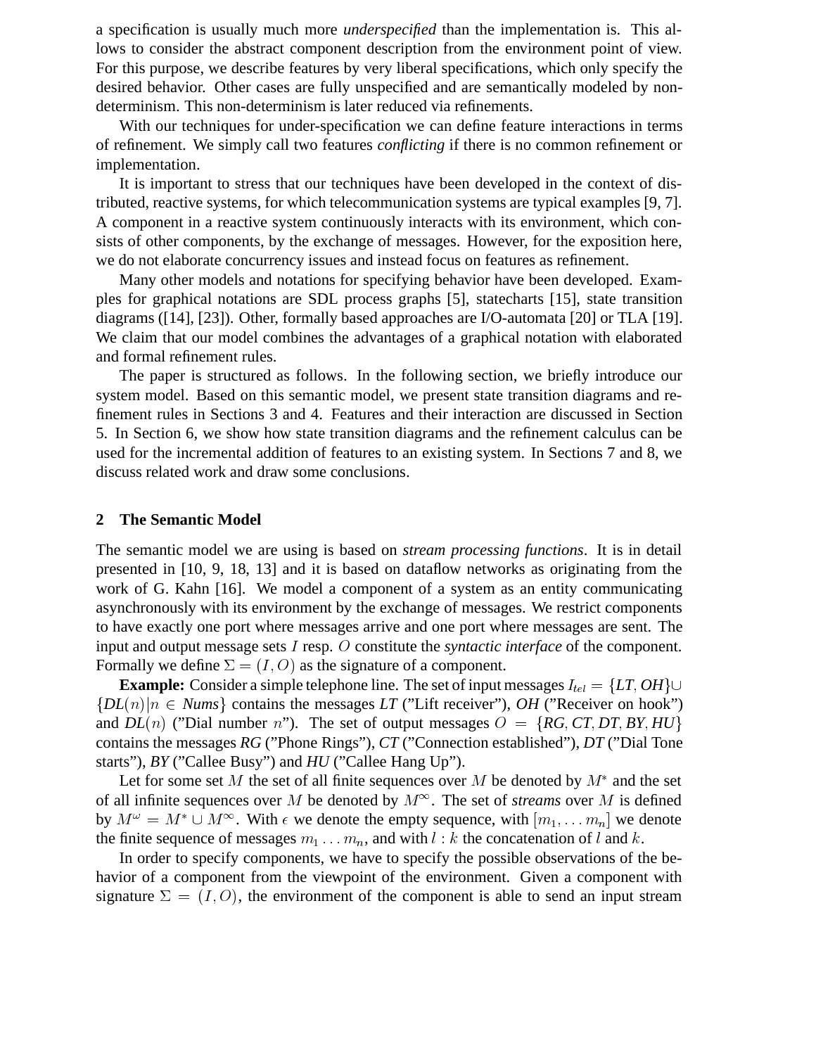a specification is usually much more *underspecified* than the implementation is. This allows to consider the abstract component description from the environment point of view. For this purpose, we describe features by very liberal specifications, which only specify the desired behavior. Other cases are fully unspecified and are semantically modeled by non-determinism. This non-determinism is later reduced via refinements.

With our techniques for under-specification we can define feature interactions in terms of refinement. We simply call two features *conflicting* if there is no common refinement or implementation.

It is important to stress that our techniques have been developed in the context of distributed, reactive systems, for which telecommunication systems are typical examples [9, 7]. A component in a reactive system continuously interacts with its environment, which consists of other components, by the exchange of messages. However, for the exposition here, we do not elaborate concurrency issues and instead focus on features as refinement.

Many other models and notations for specifying behavior have been developed. Examples for graphical notations are SDL process graphs [5], statecharts [15], state transition diagrams ([14], [23]). Other, formally based approaches are I/O-automata [20] or TLA [19]. We claim that our model combines the advantages of a graphical notation with elaborated and formal refinement rules.

The paper is structured as follows. In the following section, we briefly introduce our system model. Based on this semantic model, we present state transition diagrams and refinement rules in Sections 3 and 4. Features and their interaction are discussed in Section 5. In Section 6, we show how state transition diagrams and the refinement calculus can be used for the incremental addition of features to an existing system. In Sections 7 and 8, we discuss related work and draw some conclusions.

## 2 The Semantic Model

The semantic model we are using is based on *stream processing functions*. It is in detail presented in [10, 9, 18, 13] and it is based on dataflow networks as originating from the work of G. Kahn [16]. We model a component of a system as an entity communicating asynchronously with its environment by the exchange of messages. We restrict components to have exactly one port where messages arrive and one port where messages are sent. The input and output message sets $I$ resp. $O$ constitute the *syntactic interface* of the component. Formally we define $\Sigma = (I, O)$ as the signature of a component.

**Example:** Consider a simple telephone line. The set of input messages $I_{tel} = \{LT, OH\} \cup \{DL(n) | n \in Nums\}$ contains the messages *LT* ("Lift receiver"), *OH* ("Receiver on hook") and $DL(n)$ ("Dial number $n$"). The set of output messages $O = \{RG, CT, DT, BY, HU\}$ contains the messages *RG* ("Phone Rings"), *CT* ("Connection established"), *DT* ("Dial Tone starts"), *BY* ("Callee Busy") and *HU* ("Callee Hang Up").

Let for some set $M$ the set of all finite sequences over $M$ be denoted by $M^*$ and the set of all infinite sequences over $M$ be denoted by $M^\infty$. The set of *streams* over $M$ is defined by $M^\omega = M^* \cup M^\infty$. With $\epsilon$ we denote the empty sequence, with $[m_1, \ldots m_n]$ we denote the finite sequence of messages $m_1 \ldots m_n$, and with $l : k$ the concatenation of $l$ and $k$.

In order to specify components, we have to specify the possible observations of the behavior of a component from the viewpoint of the environment. Given a component with signature $\Sigma = (I, O)$, the environment of the component is able to send an input stream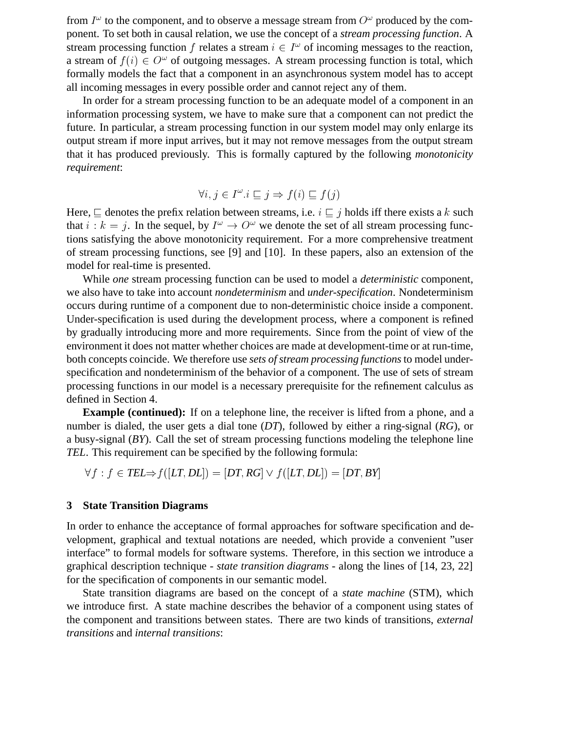from $I^\omega$ to the component, and to observe a message stream from $O^\omega$ produced by the component. To set both in causal relation, we use the concept of a *stream processing function*. A stream processing function $f$ relates a stream $i \in I^\omega$ of incoming messages to the reaction, a stream of $f(i) \in O^\omega$ of outgoing messages. A stream processing function is total, which formally models the fact that a component in an asynchronous system model has to accept all incoming messages in every possible order and cannot reject any of them.

In order for a stream processing function to be an adequate model of a component in an information processing system, we have to make sure that a component can not predict the future. In particular, a stream processing function in our system model may only enlarge its output stream if more input arrives, but it may not remove messages from the output stream that it has produced previously. This is formally captured by the following *monotonicity requirement*:

$$\forall i, j \in I^\omega . i \sqsubseteq j \Rightarrow f(i) \sqsubseteq f(j)$$

Here, $\sqsubseteq$ denotes the prefix relation between streams, i.e. $i \sqsubseteq j$ holds iff there exists a $k$ such that $i : k = j$. In the sequel, by $I^\omega \rightarrow O^\omega$ we denote the set of all stream processing functions satisfying the above monotonicity requirement. For a more comprehensive treatment of stream processing functions, see [9] and [10]. In these papers, also an extension of the model for real-time is presented.

While *one* stream processing function can be used to model a *deterministic* component, we also have to take into account *nondeterminism* and *under-specification*. Nondeterminism occurs during runtime of a component due to non-deterministic choice inside a component. Under-specification is used during the development process, where a component is refined by gradually introducing more and more requirements. Since from the point of view of the environment it does not matter whether choices are made at development-time or at run-time, both concepts coincide. We therefore use *sets of stream processing functions* to model under-specification and nondeterminism of the behavior of a component. The use of sets of stream processing functions in our model is a necessary prerequisite for the refinement calculus as defined in Section 4.

**Example (continued):** If on a telephone line, the receiver is lifted from a phone, and a number is dialed, the user gets a dial tone (*DT*), followed by either a ring-signal (*RG*), or a busy-signal (*BY*). Call the set of stream processing functions modeling the telephone line *TEL*. This requirement can be specified by the following formula:

$$\forall f : f \in \mathit{TEL} \Rightarrow f([\mathit{LT}, \mathit{DL}]) = [\mathit{DT}, \mathit{RG}] \vee f([\mathit{LT}, \mathit{DL}]) = [\mathit{DT}, \mathit{BY}]$$

## 3 State Transition Diagrams

In order to enhance the acceptance of formal approaches for software specification and development, graphical and textual notations are needed, which provide a convenient "user interface" to formal models for software systems. Therefore, in this section we introduce a graphical description technique - *state transition diagrams* - along the lines of [14, 23, 22] for the specification of components in our semantic model.

State transition diagrams are based on the concept of a *state machine* (STM), which we introduce first. A state machine describes the behavior of a component using states of the component and transitions between states. There are two kinds of transitions, *external transitions* and *internal transitions*: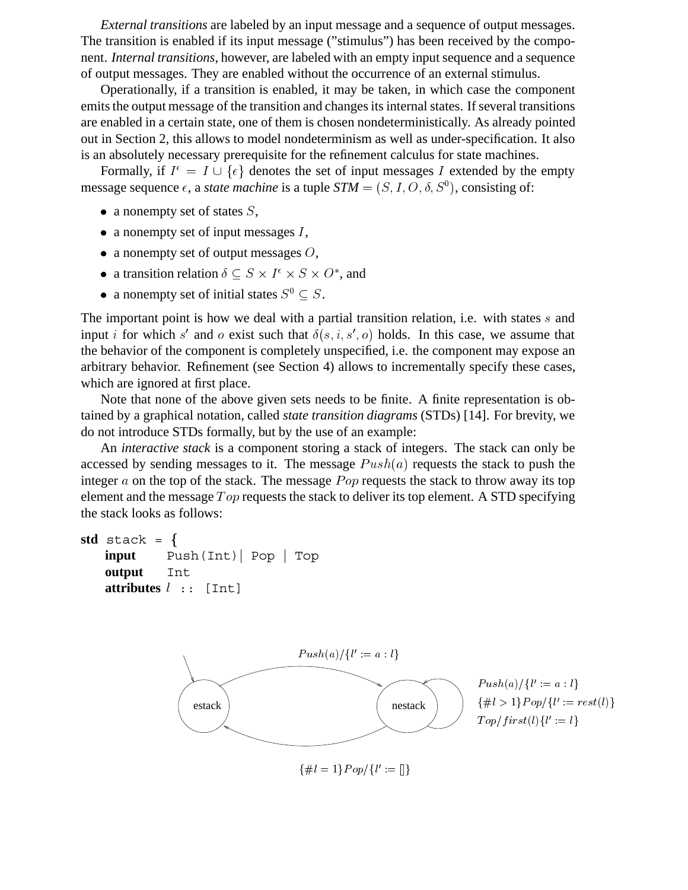*External transitions* are labeled by an input message and a sequence of output messages. The transition is enabled if its input message ("stimulus") has been received by the component. *Internal transitions*, however, are labeled with an empty input sequence and a sequence of output messages. They are enabled without the occurrence of an external stimulus.

Operationally, if a transition is enabled, it may be taken, in which case the component emits the output message of the transition and changes its internal states. If several transitions are enabled in a certain state, one of them is chosen nondeterministically. As already pointed out in Section 2, this allows to model nondeterminism as well as under-specification. It also is an absolutely necessary prerequisite for the refinement calculus for state machines.

Formally, if $I^\epsilon = I \cup \{\epsilon\}$ denotes the set of input messages $I$ extended by the empty message sequence $\epsilon$, a *state machine* is a tuple *STM* $= (S, I, O, \delta, S^0)$, consisting of:

- a nonempty set of states $S$,
- a nonempty set of input messages $I$,
- a nonempty set of output messages $O$,
- a transition relation $\delta \subseteq S \times I^\epsilon \times S \times O^*$, and
- a nonempty set of initial states $S^0 \subseteq S$.

The important point is how we deal with a partial transition relation, i.e. with states $s$ and input $i$ for which $s'$ and $o$ exist such that $\delta(s, i, s', o)$ holds. In this case, we assume that the behavior of the component is completely unspecified, i.e. the component may expose an arbitrary behavior. Refinement (see Section 4) allows to incrementally specify these cases, which are ignored at first place.

Note that none of the above given sets needs to be finite. A finite representation is obtained by a graphical notation, called *state transition diagrams* (STDs) [14]. For brevity, we do not introduce STDs formally, but by the use of an example:

An *interactive stack* is a component storing a stack of integers. The stack can only be accessed by sending messages to it. The message $Push(a)$ requests the stack to push the integer $a$ on the top of the stack. The message $Pop$ requests the stack to throw away its top element and the message $Top$ requests the stack to deliver its top element. A STD specifying the stack looks as follows:

```
std stack = {
    input       Push(Int)| Pop | Top
    output      Int
    attributes  l :: [Int]
```

estack → nestack: $Push(a)/\{l' := a : l\}$

nestack → nestack: $Push(a)/\{l' := a : l\}$, $\{\#l > 1\}Pop/\{l' := rest(l)\}$, $Top/first(l)\{l' := l\}$

nestack → estack: $\{\#l = 1\}Pop/\{l' := []\}$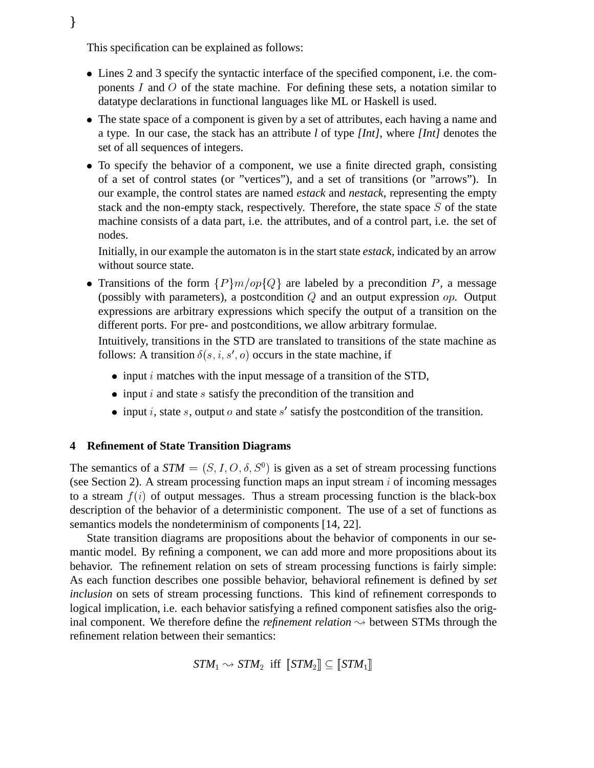}

This specification can be explained as follows:

- Lines 2 and 3 specify the syntactic interface of the specified component, i.e. the components $I$ and $O$ of the state machine. For defining these sets, a notation similar to datatype declarations in functional languages like ML or Haskell is used.
- The state space of a component is given by a set of attributes, each having a name and a type. In our case, the stack has an attribute *l* of type *[Int]*, where *[Int]* denotes the set of all sequences of integers.
- To specify the behavior of a component, we use a finite directed graph, consisting of a set of control states (or "vertices"), and a set of transitions (or "arrows"). In our example, the control states are named *estack* and *nestack*, representing the empty stack and the non-empty stack, respectively. Therefore, the state space $S$ of the state machine consists of a data part, i.e. the attributes, and of a control part, i.e. the set of nodes.

  Initially, in our example the automaton is in the start state *estack*, indicated by an arrow without source state.
- Transitions of the form $\{P\}m/op\{Q\}$ are labeled by a precondition $P$, a message (possibly with parameters), a postcondition $Q$ and an output expression $op$. Output expressions are arbitrary expressions which specify the output of a transition on the different ports. For pre- and postconditions, we allow arbitrary formulae.

  Intuitively, transitions in the STD are translated to transitions of the state machine as follows: A transition $\delta(s, i, s', o)$ occurs in the state machine, if

  - input $i$ matches with the input message of a transition of the STD,
  - input $i$ and state $s$ satisfy the precondition of the transition and
  - input $i$, state $s$, output $o$ and state $s'$ satisfy the postcondition of the transition.

## 4 Refinement of State Transition Diagrams

The semantics of a $\mathit{STM} = (S, I, O, \delta, S^0)$ is given as a set of stream processing functions (see Section 2). A stream processing function maps an input stream $i$ of incoming messages to a stream $f(i)$ of output messages. Thus a stream processing function is the black-box description of the behavior of a deterministic component. The use of a set of functions as semantics models the nondeterminism of components [14, 22].

State transition diagrams are propositions about the behavior of components in our semantic model. By refining a component, we can add more and more propositions about its behavior. The refinement relation on sets of stream processing functions is fairly simple: As each function describes one possible behavior, behavioral refinement is defined by *set inclusion* on sets of stream processing functions. This kind of refinement corresponds to logical implication, i.e. each behavior satisfying a refined component satisfies also the original component. We therefore define the *refinement relation* $\rightsquigarrow$ between STMs through the refinement relation between their semantics:

$$\mathit{STM}_1 \rightsquigarrow \mathit{STM}_2 \ \text{ iff } \ [\![\mathit{STM}_2]\!] \subseteq [\![\mathit{STM}_1]\!]$$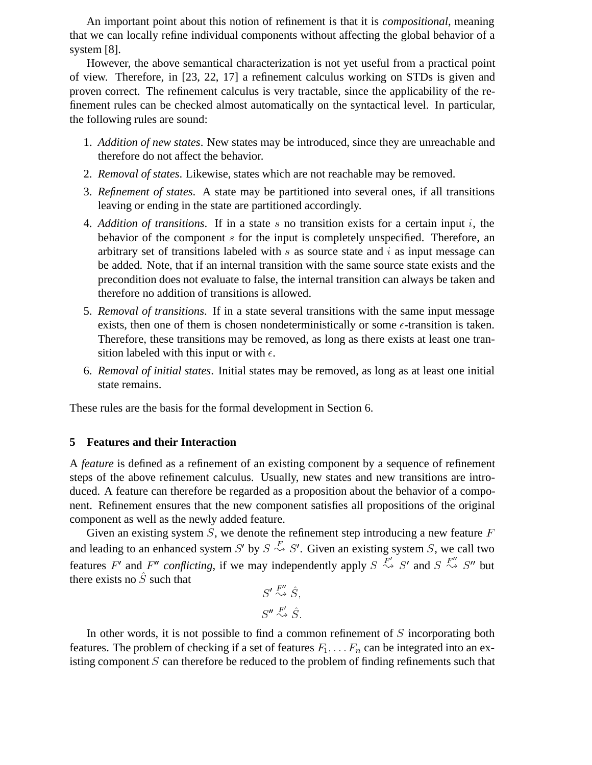An important point about this notion of refinement is that it is *compositional*, meaning that we can locally refine individual components without affecting the global behavior of a system [8].

However, the above semantical characterization is not yet useful from a practical point of view. Therefore, in [23, 22, 17] a refinement calculus working on STDs is given and proven correct. The refinement calculus is very tractable, since the applicability of the refinement rules can be checked almost automatically on the syntactical level. In particular, the following rules are sound:

1. *Addition of new states*. New states may be introduced, since they are unreachable and therefore do not affect the behavior.
2. *Removal of states*. Likewise, states which are not reachable may be removed.
3. *Refinement of states*. A state may be partitioned into several ones, if all transitions leaving or ending in the state are partitioned accordingly.
4. *Addition of transitions*. If in a state $s$ no transition exists for a certain input $i$, the behavior of the component $s$ for the input is completely unspecified. Therefore, an arbitrary set of transitions labeled with $s$ as source state and $i$ as input message can be added. Note, that if an internal transition with the same source state exists and the precondition does not evaluate to false, the internal transition can always be taken and therefore no addition of transitions is allowed.
5. *Removal of transitions*. If in a state several transitions with the same input message exists, then one of them is chosen nondeterministically or some $\epsilon$-transition is taken. Therefore, these transitions may be removed, as long as there exists at least one transition labeled with this input or with $\epsilon$.
6. *Removal of initial states*. Initial states may be removed, as long as at least one initial state remains.

These rules are the basis for the formal development in Section 6.

## 5 Features and their Interaction

A *feature* is defined as a refinement of an existing component by a sequence of refinement steps of the above refinement calculus. Usually, new states and new transitions are introduced. A feature can therefore be regarded as a proposition about the behavior of a component. Refinement ensures that the new component satisfies all propositions of the original component as well as the newly added feature.

Given an existing system $S$, we denote the refinement step introducing a new feature $F$ and leading to an enhanced system $S'$ by $S \overset{F}{\rightsquigarrow} S'$. Given an existing system $S$, we call two features $F'$ and $F''$ *conflicting*, if we may independently apply $S \overset{F'}{\rightsquigarrow} S'$ and $S \overset{F''}{\rightsquigarrow} S''$ but there exists no $\hat{S}$ such that

$$S' \overset{F''}{\rightsquigarrow} \hat{S},$$

$$S'' \overset{F'}{\rightsquigarrow} \hat{S}.$$

In other words, it is not possible to find a common refinement of $S$ incorporating both features. The problem of checking if a set of features $F_1, \ldots F_n$ can be integrated into an existing component $S$ can therefore be reduced to the problem of finding refinements such that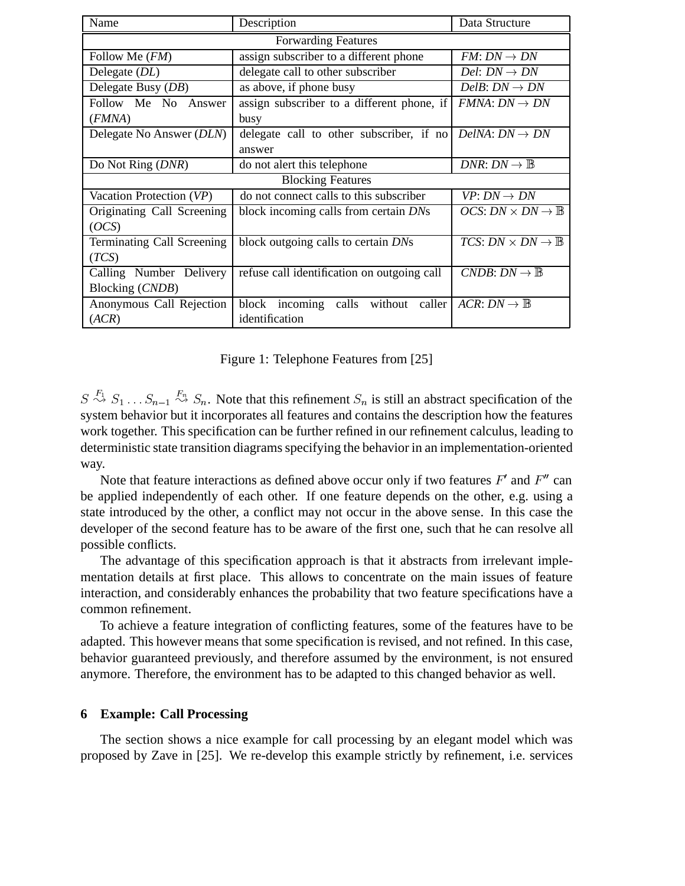| Name | Description | Data Structure |
|---|---|---|
| Forwarding Features | | |
| Follow Me (*FM*) | assign subscriber to a different phone | *FM*: $DN \rightarrow DN$ |
| Delegate (*DL*) | delegate call to other subscriber | *Del*: $DN \rightarrow DN$ |
| Delegate Busy (*DB*) | as above, if phone busy | *DelB*: $DN \rightarrow DN$ |
| Follow Me No Answer (*FMNA*) | assign subscriber to a different phone, if busy | *FMNA*: $DN \rightarrow DN$ |
| Delegate No Answer (*DLN*) | delegate call to other subscriber, if no answer | *DelNA*: $DN \rightarrow DN$ |
| Do Not Ring (*DNR*) | do not alert this telephone | *DNR*: $DN \rightarrow \mathbb{B}$ |
| Blocking Features | | |
| Vacation Protection (*VP*) | do not connect calls to this subscriber | *VP*: $DN \rightarrow DN$ |
| Originating Call Screening (*OCS*) | block incoming calls from certain *DN*s | *OCS*: $DN \times DN \rightarrow \mathbb{B}$ |
| Terminating Call Screening (*TCS*) | block outgoing calls to certain *DN*s | *TCS*: $DN \times DN \rightarrow \mathbb{B}$ |
| Calling Number Delivery Blocking (*CNDB*) | refuse call identification on outgoing call | *CNDB*: $DN \rightarrow \mathbb{B}$ |
| Anonymous Call Rejection (*ACR*) | block incoming calls without caller identification | *ACR*: $DN \rightarrow \mathbb{B}$ |

Figure 1: Telephone Features from [25]

$S \overset{F_1}{\rightsquigarrow} S_1 \ldots S_{n-1} \overset{F_n}{\rightsquigarrow} S_n$. Note that this refinement $S_n$ is still an abstract specification of the system behavior but it incorporates all features and contains the description how the features work together. This specification can be further refined in our refinement calculus, leading to deterministic state transition diagrams specifying the behavior in an implementation-oriented way.

Note that feature interactions as defined above occur only if two features $F'$ and $F''$ can be applied independently of each other. If one feature depends on the other, e.g. using a state introduced by the other, a conflict may not occur in the above sense. In this case the developer of the second feature has to be aware of the first one, such that he can resolve all possible conflicts.

The advantage of this specification approach is that it abstracts from irrelevant implementation details at first place. This allows to concentrate on the main issues of feature interaction, and considerably enhances the probability that two feature specifications have a common refinement.

To achieve a feature integration of conflicting features, some of the features have to be adapted. This however means that some specification is revised, and not refined. In this case, behavior guaranteed previously, and therefore assumed by the environment, is not ensured anymore. Therefore, the environment has to be adapted to this changed behavior as well.

## 6 Example: Call Processing

The section shows a nice example for call processing by an elegant model which was proposed by Zave in [25]. We re-develop this example strictly by refinement, i.e. services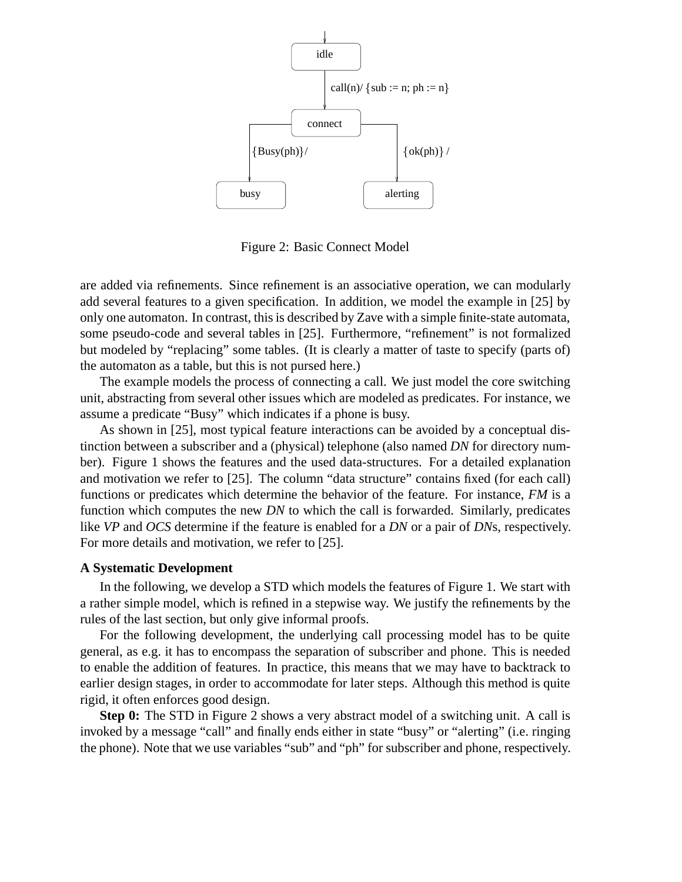Figure 2: Basic Connect Model

are added via refinements. Since refinement is an associative operation, we can modularly add several features to a given specification. In addition, we model the example in [25] by only one automaton. In contrast, this is described by Zave with a simple finite-state automata, some pseudo-code and several tables in [25]. Furthermore, "refinement" is not formalized but modeled by "replacing" some tables. (It is clearly a matter of taste to specify (parts of) the automaton as a table, but this is not pursed here.)

The example models the process of connecting a call. We just model the core switching unit, abstracting from several other issues which are modeled as predicates. For instance, we assume a predicate "Busy" which indicates if a phone is busy.

As shown in [25], most typical feature interactions can be avoided by a conceptual distinction between a subscriber and a (physical) telephone (also named *DN* for directory number). Figure 1 shows the features and the used data-structures. For a detailed explanation and motivation we refer to [25]. The column "data structure" contains fixed (for each call) functions or predicates which determine the behavior of the feature. For instance, *FM* is a function which computes the new *DN* to which the call is forwarded. Similarly, predicates like *VP* and *OCS* determine if the feature is enabled for a *DN* or a pair of *DN*s, respectively. For more details and motivation, we refer to [25].

### A Systematic Development

In the following, we develop a STD which models the features of Figure 1. We start with a rather simple model, which is refined in a stepwise way. We justify the refinements by the rules of the last section, but only give informal proofs.

For the following development, the underlying call processing model has to be quite general, as e.g. it has to encompass the separation of subscriber and phone. This is needed to enable the addition of features. In practice, this means that we may have to backtrack to earlier design stages, in order to accommodate for later steps. Although this method is quite rigid, it often enforces good design.

**Step 0:** The STD in Figure 2 shows a very abstract model of a switching unit. A call is invoked by a message "call" and finally ends either in state "busy" or "alerting" (i.e. ringing the phone). Note that we use variables "sub" and "ph" for subscriber and phone, respectively.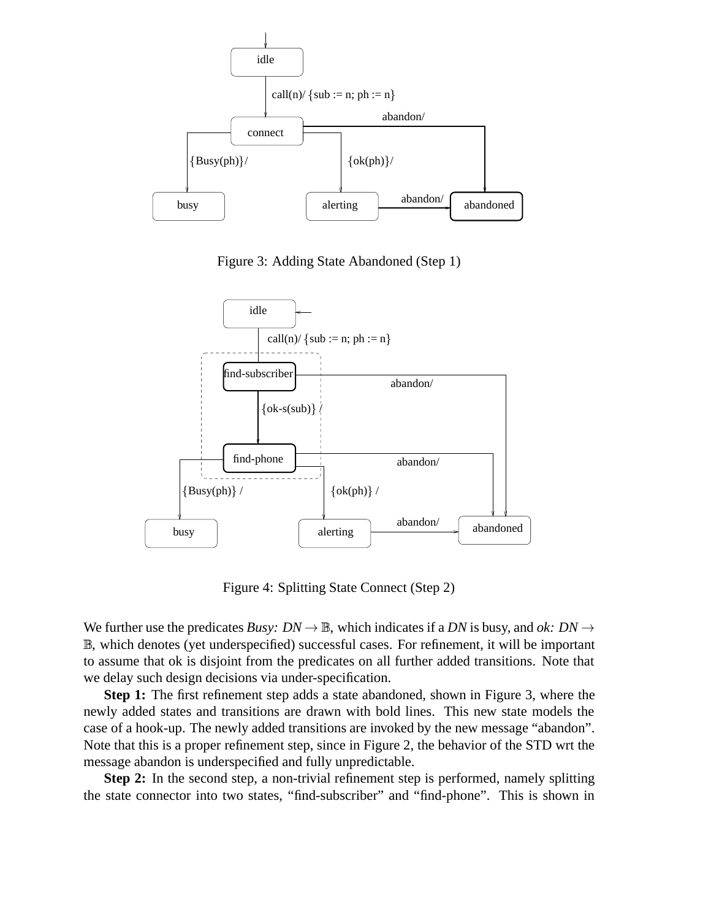Figure 3: Adding State Abandoned (Step 1)

Figure 4: Splitting State Connect (Step 2)

We further use the predicates *Busy:* $DN \rightarrow \mathbb{B}$, which indicates if a *DN* is busy, and *ok:* $DN \rightarrow \mathbb{B}$, which denotes (yet underspecified) successful cases. For refinement, it will be important to assume that ok is disjoint from the predicates on all further added transitions. Note that we delay such design decisions via under-specification.

**Step 1:** The first refinement step adds a state abandoned, shown in Figure 3, where the newly added states and transitions are drawn with bold lines. This new state models the case of a hook-up. The newly added transitions are invoked by the new message "abandon". Note that this is a proper refinement step, since in Figure 2, the behavior of the STD wrt the message abandon is underspecified and fully unpredictable.

**Step 2:** In the second step, a non-trivial refinement step is performed, namely splitting the state connector into two states, "find-subscriber" and "find-phone". This is shown in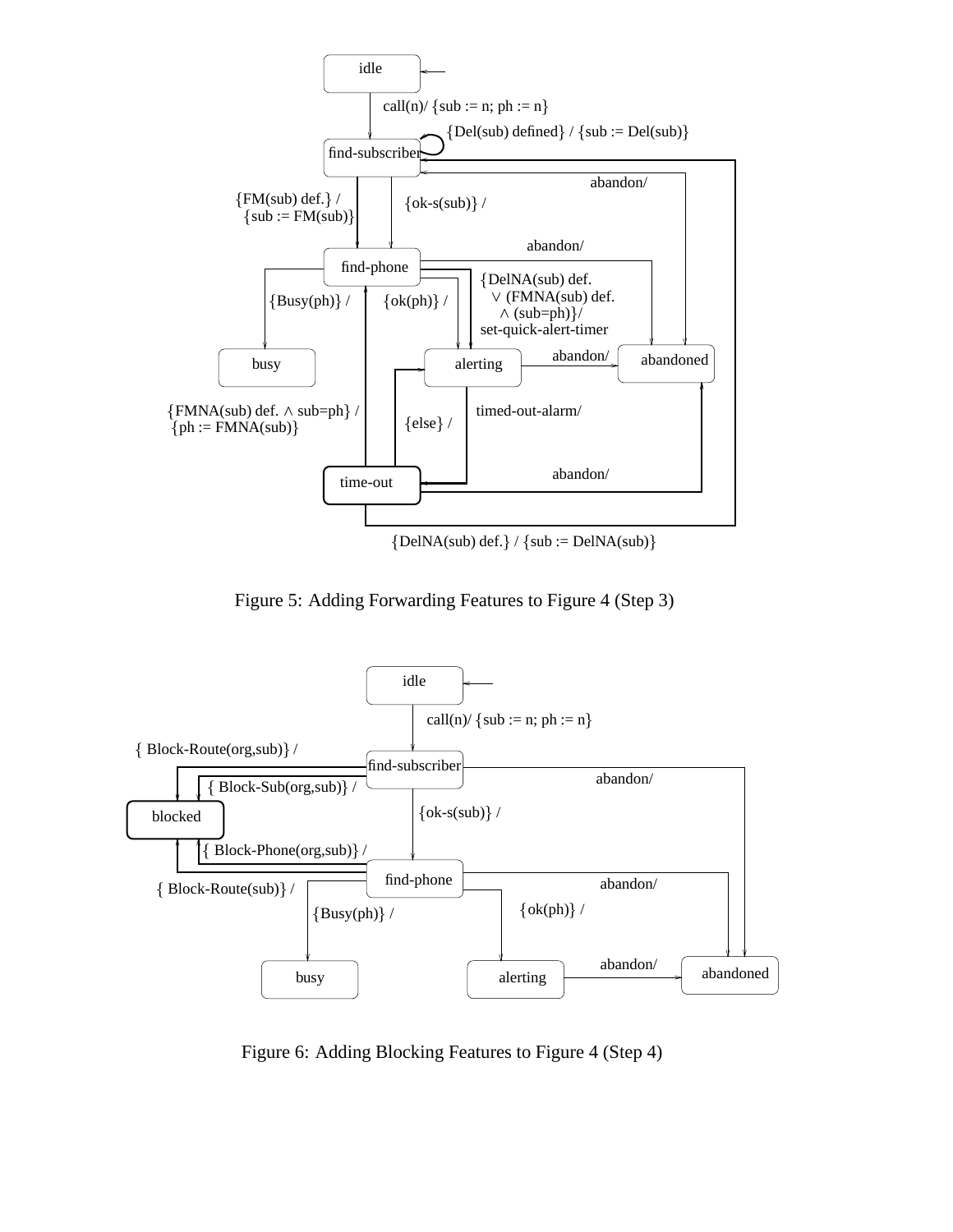idle

call(n)/ {sub := n; ph := n}

{Del(sub) defined} / {sub := Del(sub)}

find-subscriber

abandon/

{FM(sub) def.} / {sub := FM(sub)}

{ok-s(sub)} /

abandon/

find-phone

{DelNA(sub) def. ∨ (FMNA(sub) def. ∧ (sub=ph)}/ set-quick-alert-timer

{Busy(ph)} /

{ok(ph)} /

busy

alerting

abandon/

abandoned

{FMNA(sub) def. ∧ sub=ph} / {ph := FMNA(sub)}

{else} /

timed-out-alarm/

abandon/

time-out

{DelNA(sub) def.} / {sub := DelNA(sub)}

Figure 5: Adding Forwarding Features to Figure 4 (Step 3)

idle

call(n)/ {sub := n; ph := n}

{ Block-Route(org,sub)} /

find-subscriber

abandon/

{ Block-Sub(org,sub)} /

blocked

{ok-s(sub)} /

{ Block-Phone(org,sub)} /

find-phone

abandon/

{ Block-Route(sub)} /

{ok(ph)} /

{Busy(ph)} /

busy

alerting

abandon/

abandoned

Figure 6: Adding Blocking Features to Figure 4 (Step 4)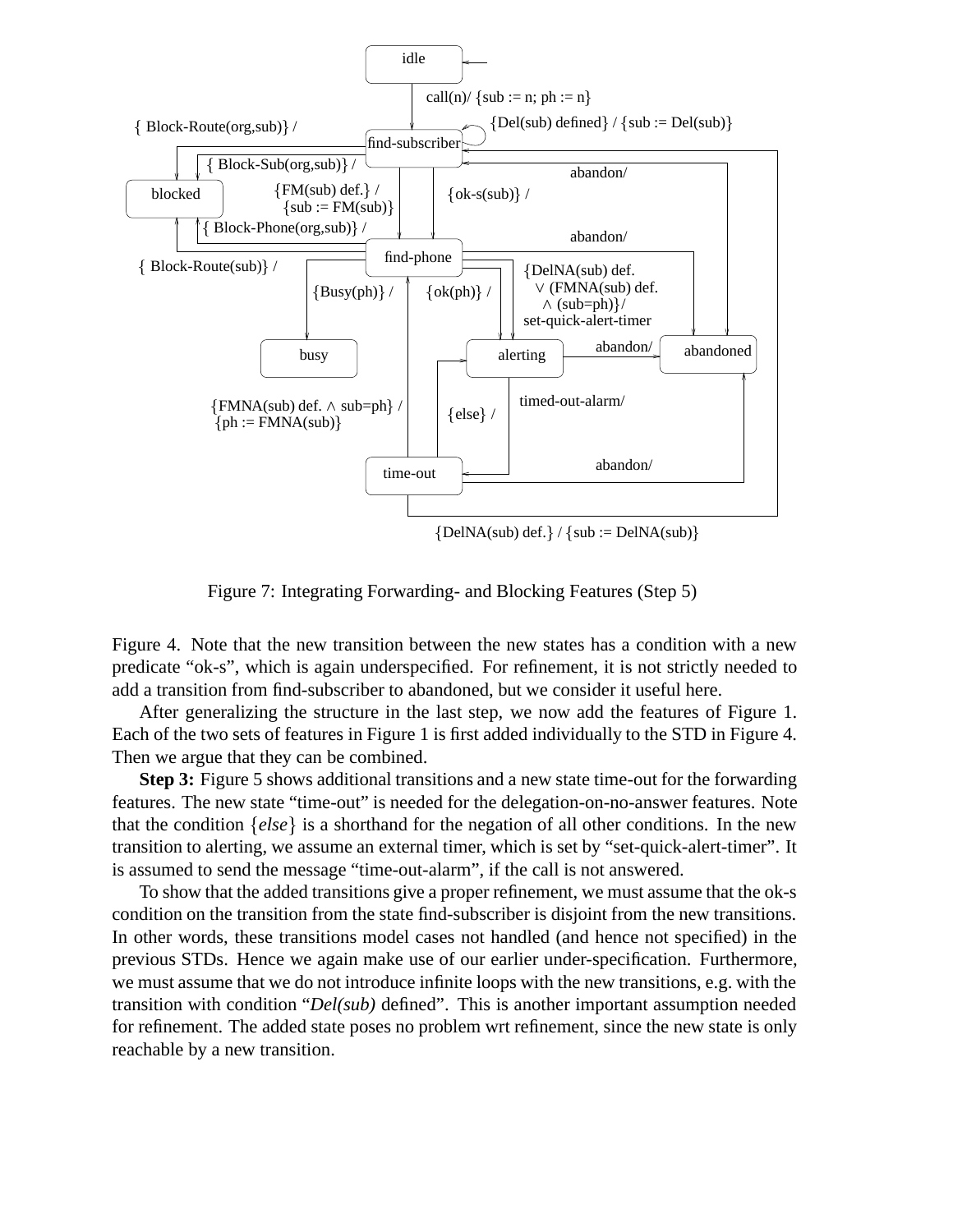Figure 7: Integrating Forwarding- and Blocking Features (Step 5)

Figure 4. Note that the new transition between the new states has a condition with a new predicate "ok-s", which is again underspecified. For refinement, it is not strictly needed to add a transition from find-subscriber to abandoned, but we consider it useful here.

After generalizing the structure in the last step, we now add the features of Figure 1. Each of the two sets of features in Figure 1 is first added individually to the STD in Figure 4. Then we argue that they can be combined.

**Step 3:** Figure 5 shows additional transitions and a new state time-out for the forwarding features. The new state "time-out" is needed for the delegation-on-no-answer features. Note that the condition $\{else\}$ is a shorthand for the negation of all other conditions. In the new transition to alerting, we assume an external timer, which is set by "set-quick-alert-timer". It is assumed to send the message "time-out-alarm", if the call is not answered.

To show that the added transitions give a proper refinement, we must assume that the ok-s condition on the transition from the state find-subscriber is disjoint from the new transitions. In other words, these transitions model cases not handled (and hence not specified) in the previous STDs. Hence we again make use of our earlier under-specification. Furthermore, we must assume that we do not introduce infinite loops with the new transitions, e.g. with the transition with condition "*Del(sub)* defined". This is another important assumption needed for refinement. The added state poses no problem wrt refinement, since the new state is only reachable by a new transition.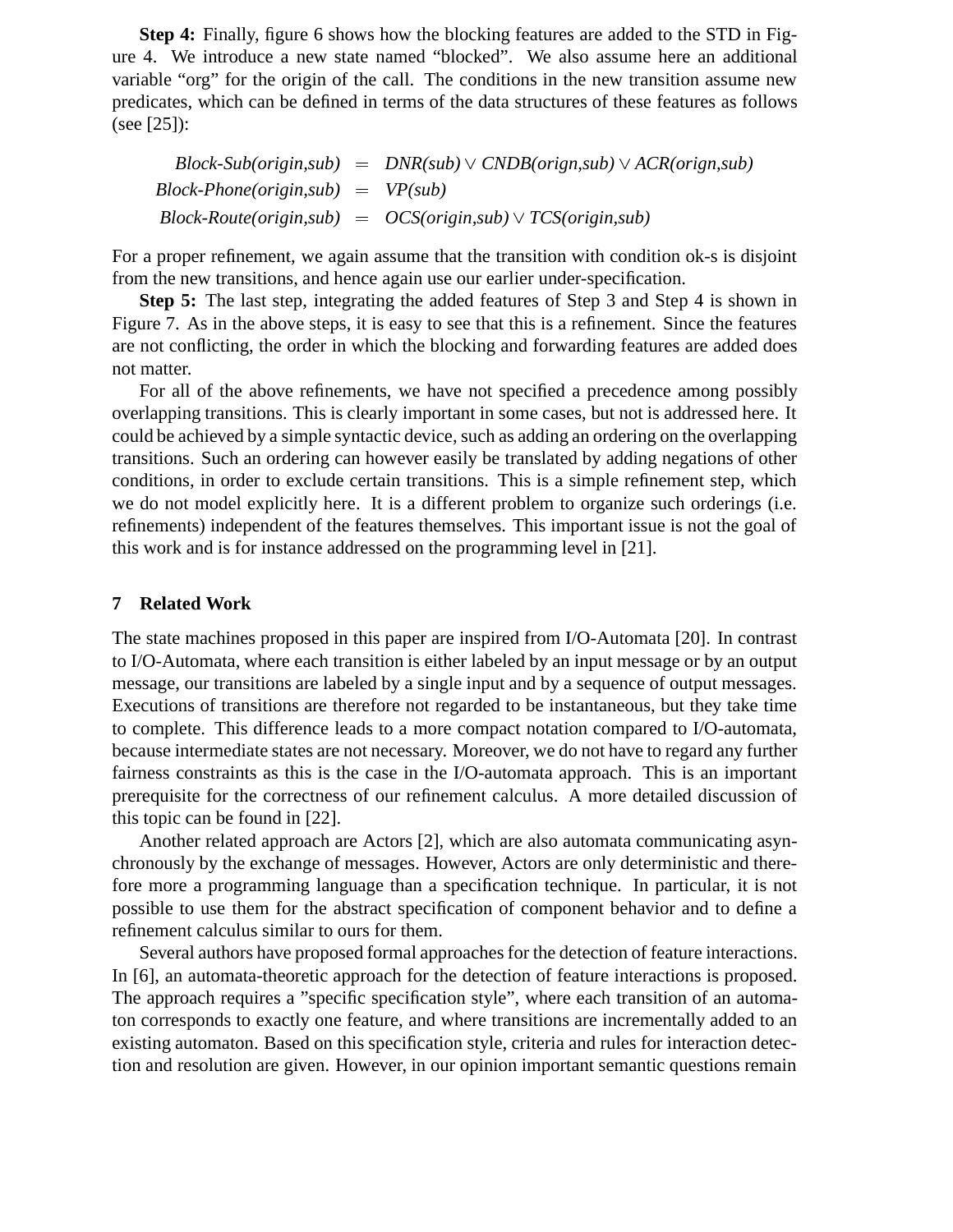**Step 4:** Finally, figure 6 shows how the blocking features are added to the STD in Figure 4. We introduce a new state named "blocked". We also assume here an additional variable "org" for the origin of the call. The conditions in the new transition assume new predicates, which can be defined in terms of the data structures of these features as follows (see [25]):

$$
\begin{aligned}
\textit{Block-Sub(origin,sub)} &= \textit{DNR(sub)} \vee \textit{CNDB(orign,sub)} \vee \textit{ACR(orign,sub)} \\
\textit{Block-Phone(origin,sub)} &= \textit{VP(sub)} \\
\textit{Block-Route(origin,sub)} &= \textit{OCS(origin,sub)} \vee \textit{TCS(origin,sub)}
\end{aligned}
$$

For a proper refinement, we again assume that the transition with condition ok-s is disjoint from the new transitions, and hence again use our earlier under-specification.

**Step 5:** The last step, integrating the added features of Step 3 and Step 4 is shown in Figure 7. As in the above steps, it is easy to see that this is a refinement. Since the features are not conflicting, the order in which the blocking and forwarding features are added does not matter.

For all of the above refinements, we have not specified a precedence among possibly overlapping transitions. This is clearly important in some cases, but not is addressed here. It could be achieved by a simple syntactic device, such as adding an ordering on the overlapping transitions. Such an ordering can however easily be translated by adding negations of other conditions, in order to exclude certain transitions. This is a simple refinement step, which we do not model explicitly here. It is a different problem to organize such orderings (i.e. refinements) independent of the features themselves. This important issue is not the goal of this work and is for instance addressed on the programming level in [21].

## 7 Related Work

The state machines proposed in this paper are inspired from I/O-Automata [20]. In contrast to I/O-Automata, where each transition is either labeled by an input message or by an output message, our transitions are labeled by a single input and by a sequence of output messages. Executions of transitions are therefore not regarded to be instantaneous, but they take time to complete. This difference leads to a more compact notation compared to I/O-automata, because intermediate states are not necessary. Moreover, we do not have to regard any further fairness constraints as this is the case in the I/O-automata approach. This is an important prerequisite for the correctness of our refinement calculus. A more detailed discussion of this topic can be found in [22].

Another related approach are Actors [2], which are also automata communicating asynchronously by the exchange of messages. However, Actors are only deterministic and therefore more a programming language than a specification technique. In particular, it is not possible to use them for the abstract specification of component behavior and to define a refinement calculus similar to ours for them.

Several authors have proposed formal approaches for the detection of feature interactions. In [6], an automata-theoretic approach for the detection of feature interactions is proposed. The approach requires a "specific specification style", where each transition of an automaton corresponds to exactly one feature, and where transitions are incrementally added to an existing automaton. Based on this specification style, criteria and rules for interaction detection and resolution are given. However, in our opinion important semantic questions remain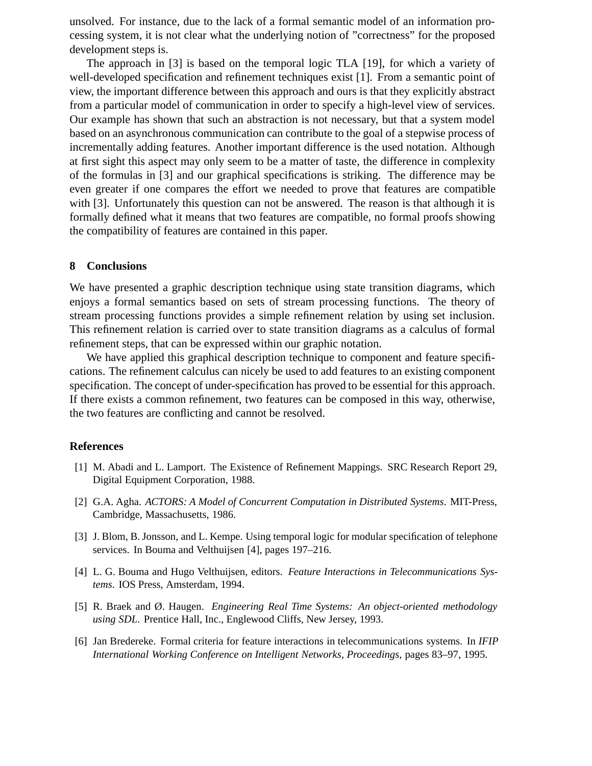unsolved. For instance, due to the lack of a formal semantic model of an information processing system, it is not clear what the underlying notion of ”correctness” for the proposed development steps is.

The approach in [3] is based on the temporal logic TLA [19], for which a variety of well-developed specification and refinement techniques exist [1]. From a semantic point of view, the important difference between this approach and ours is that they explicitly abstract from a particular model of communication in order to specify a high-level view of services. Our example has shown that such an abstraction is not necessary, but that a system model based on an asynchronous communication can contribute to the goal of a stepwise process of incrementally adding features. Another important difference is the used notation. Although at first sight this aspect may only seem to be a matter of taste, the difference in complexity of the formulas in [3] and our graphical specifications is striking. The difference may be even greater if one compares the effort we needed to prove that features are compatible with [3]. Unfortunately this question can not be answered. The reason is that although it is formally defined what it means that two features are compatible, no formal proofs showing the compatibility of features are contained in this paper.

## 8 Conclusions

We have presented a graphic description technique using state transition diagrams, which enjoys a formal semantics based on sets of stream processing functions. The theory of stream processing functions provides a simple refinement relation by using set inclusion. This refinement relation is carried over to state transition diagrams as a calculus of formal refinement steps, that can be expressed within our graphic notation.

We have applied this graphical description technique to component and feature specifications. The refinement calculus can nicely be used to add features to an existing component specification. The concept of under-specification has proved to be essential for this approach. If there exists a common refinement, two features can be composed in this way, otherwise, the two features are conflicting and cannot be resolved.

## References

[1] M. Abadi and L. Lamport. The Existence of Refinement Mappings. SRC Research Report 29, Digital Equipment Corporation, 1988.

[2] G.A. Agha. *ACTORS: A Model of Concurrent Computation in Distributed Systems*. MIT-Press, Cambridge, Massachusetts, 1986.

[3] J. Blom, B. Jonsson, and L. Kempe. Using temporal logic for modular specification of telephone services. In Bouma and Velthuijsen [4], pages 197–216.

[4] L. G. Bouma and Hugo Velthuijsen, editors. *Feature Interactions in Telecommunications Systems*. IOS Press, Amsterdam, 1994.

[5] R. Braek and Ø. Haugen. *Engineering Real Time Systems: An object-oriented methodology using SDL*. Prentice Hall, Inc., Englewood Cliffs, New Jersey, 1993.

[6] Jan Bredereke. Formal criteria for feature interactions in telecommunications systems. In *IFIP International Working Conference on Intelligent Networks, Proceedings*, pages 83–97, 1995.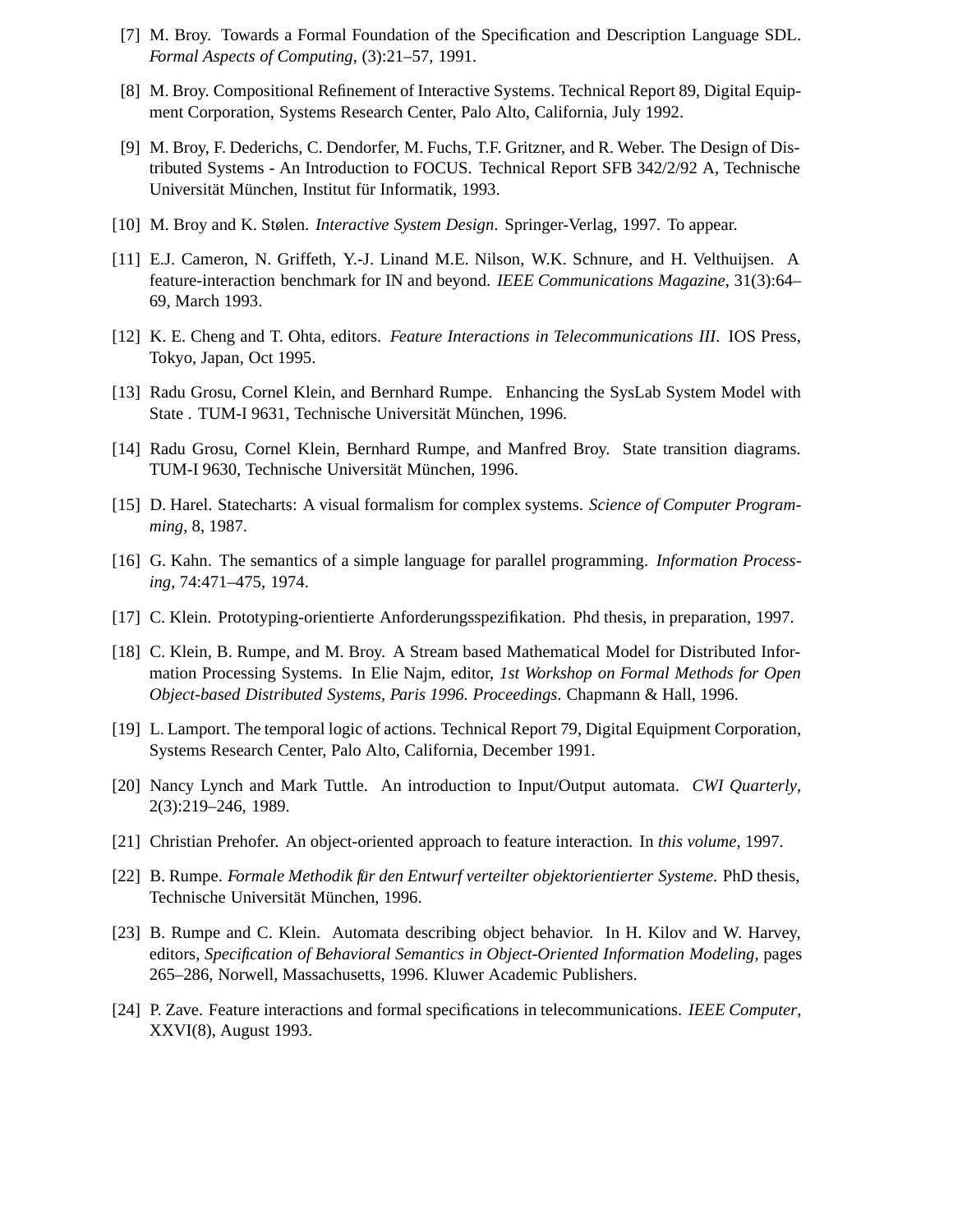[7] M. Broy. Towards a Formal Foundation of the Specification and Description Language SDL. *Formal Aspects of Computing*, (3):21–57, 1991.

[8] M. Broy. Compositional Refinement of Interactive Systems. Technical Report 89, Digital Equipment Corporation, Systems Research Center, Palo Alto, California, July 1992.

[9] M. Broy, F. Dederichs, C. Dendorfer, M. Fuchs, T.F. Gritzner, and R. Weber. The Design of Distributed Systems - An Introduction to FOCUS. Technical Report SFB 342/2/92 A, Technische Universität München, Institut für Informatik, 1993.

[10] M. Broy and K. Stølen. *Interactive System Design*. Springer-Verlag, 1997. To appear.

[11] E.J. Cameron, N. Griffeth, Y.-J. Linand M.E. Nilson, W.K. Schnure, and H. Velthuijsen. A feature-interaction benchmark for IN and beyond. *IEEE Communications Magazine*, 31(3):64–69, March 1993.

[12] K. E. Cheng and T. Ohta, editors. *Feature Interactions in Telecommunications III*. IOS Press, Tokyo, Japan, Oct 1995.

[13] Radu Grosu, Cornel Klein, and Bernhard Rumpe. Enhancing the SysLab System Model with State . TUM-I 9631, Technische Universität München, 1996.

[14] Radu Grosu, Cornel Klein, Bernhard Rumpe, and Manfred Broy. State transition diagrams. TUM-I 9630, Technische Universität München, 1996.

[15] D. Harel. Statecharts: A visual formalism for complex systems. *Science of Computer Programming*, 8, 1987.

[16] G. Kahn. The semantics of a simple language for parallel programming. *Information Processing*, 74:471–475, 1974.

[17] C. Klein. Prototyping-orientierte Anforderungsspezifikation. Phd thesis, in preparation, 1997.

[18] C. Klein, B. Rumpe, and M. Broy. A Stream based Mathematical Model for Distributed Information Processing Systems. In Elie Najm, editor, *1st Workshop on Formal Methods for Open Object-based Distributed Systems, Paris 1996. Proceedings*. Chapmann & Hall, 1996.

[19] L. Lamport. The temporal logic of actions. Technical Report 79, Digital Equipment Corporation, Systems Research Center, Palo Alto, California, December 1991.

[20] Nancy Lynch and Mark Tuttle. An introduction to Input/Output automata. *CWI Quarterly*, 2(3):219–246, 1989.

[21] Christian Prehofer. An object-oriented approach to feature interaction. In *this volume*, 1997.

[22] B. Rumpe. *Formale Methodik für den Entwurf verteilter objektorientierter Systeme*. PhD thesis, Technische Universität München, 1996.

[23] B. Rumpe and C. Klein. Automata describing object behavior. In H. Kilov and W. Harvey, editors, *Specification of Behavioral Semantics in Object-Oriented Information Modeling*, pages 265–286, Norwell, Massachusetts, 1996. Kluwer Academic Publishers.

[24] P. Zave. Feature interactions and formal specifications in telecommunications. *IEEE Computer*, XXVI(8), August 1993.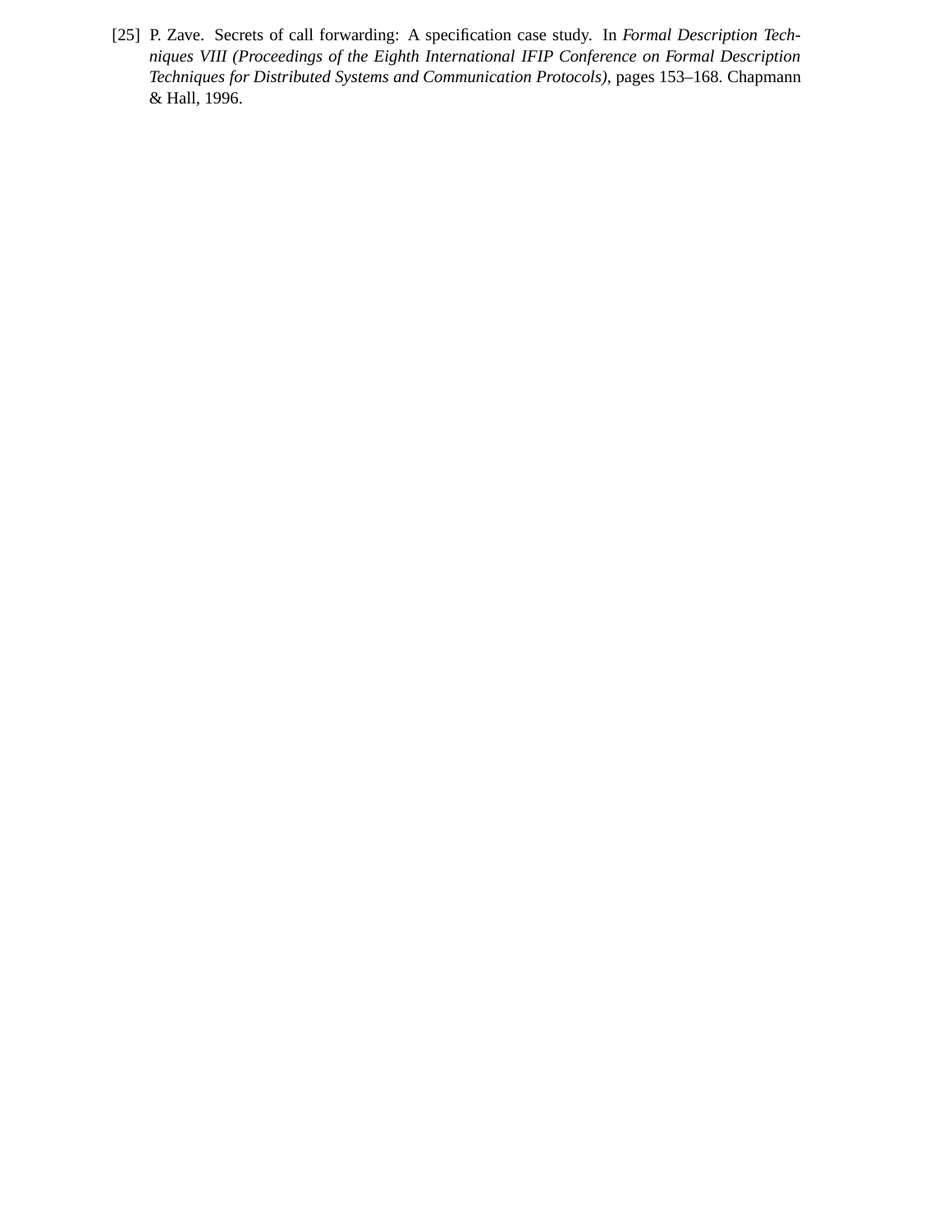[25] P. Zave. Secrets of call forwarding: A specification case study. In *Formal Description Techniques VIII (Proceedings of the Eighth International IFIP Conference on Formal Description Techniques for Distributed Systems and Communication Protocols)*, pages 153–168. Chapmann & Hall, 1996.